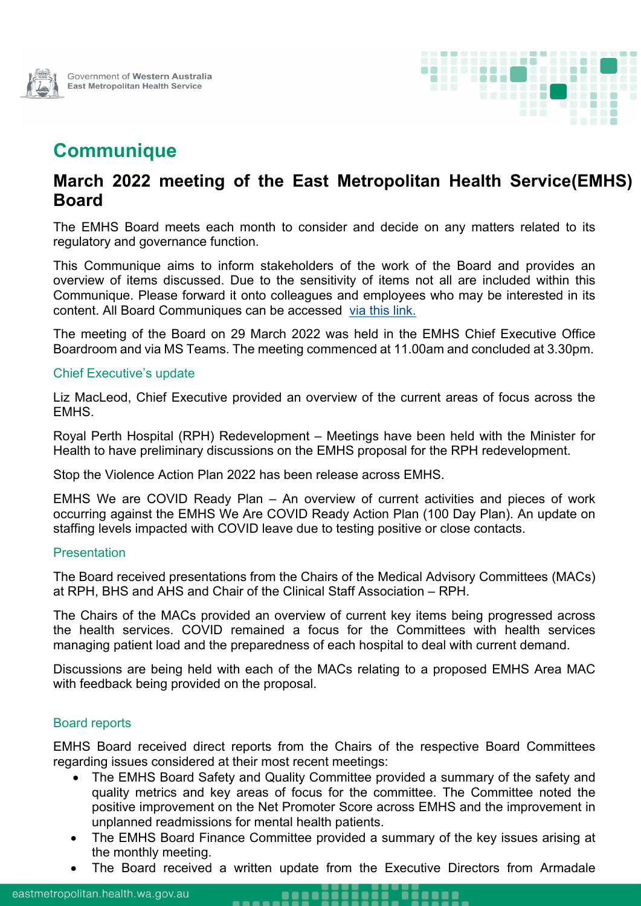Government of Western Australia
East Metropolitan Health Service

# Communique

## March 2022 meeting of the East Metropolitan Health Service(EMHS) Board

The EMHS Board meets each month to consider and decide on any matters related to its regulatory and governance function.

This Communique aims to inform stakeholders of the work of the Board and provides an overview of items discussed. Due to the sensitivity of items not all are included within this Communique. Please forward it onto colleagues and employees who may be interested in its content. All Board Communiques can be accessed via this link.

The meeting of the Board on 29 March 2022 was held in the EMHS Chief Executive Office Boardroom and via MS Teams. The meeting commenced at 11.00am and concluded at 3.30pm.

### Chief Executive's update

Liz MacLeod, Chief Executive provided an overview of the current areas of focus across the EMHS.

Royal Perth Hospital (RPH) Redevelopment – Meetings have been held with the Minister for Health to have preliminary discussions on the EMHS proposal for the RPH redevelopment.

Stop the Violence Action Plan 2022 has been release across EMHS.

EMHS We are COVID Ready Plan – An overview of current activities and pieces of work occurring against the EMHS We Are COVID Ready Action Plan (100 Day Plan). An update on staffing levels impacted with COVID leave due to testing positive or close contacts.

### Presentation

The Board received presentations from the Chairs of the Medical Advisory Committees (MACs) at RPH, BHS and AHS and Chair of the Clinical Staff Association – RPH.

The Chairs of the MACs provided an overview of current key items being progressed across the health services. COVID remained a focus for the Committees with health services managing patient load and the preparedness of each hospital to deal with current demand.

Discussions are being held with each of the MACs relating to a proposed EMHS Area MAC with feedback being provided on the proposal.

### Board reports

EMHS Board received direct reports from the Chairs of the respective Board Committees regarding issues considered at their most recent meetings:

- The EMHS Board Safety and Quality Committee provided a summary of the safety and quality metrics and key areas of focus for the committee. The Committee noted the positive improvement on the Net Promoter Score across EMHS and the improvement in unplanned readmissions for mental health patients.
- The EMHS Board Finance Committee provided a summary of the key issues arising at the monthly meeting.
- The Board received a written update from the Executive Directors from Armadale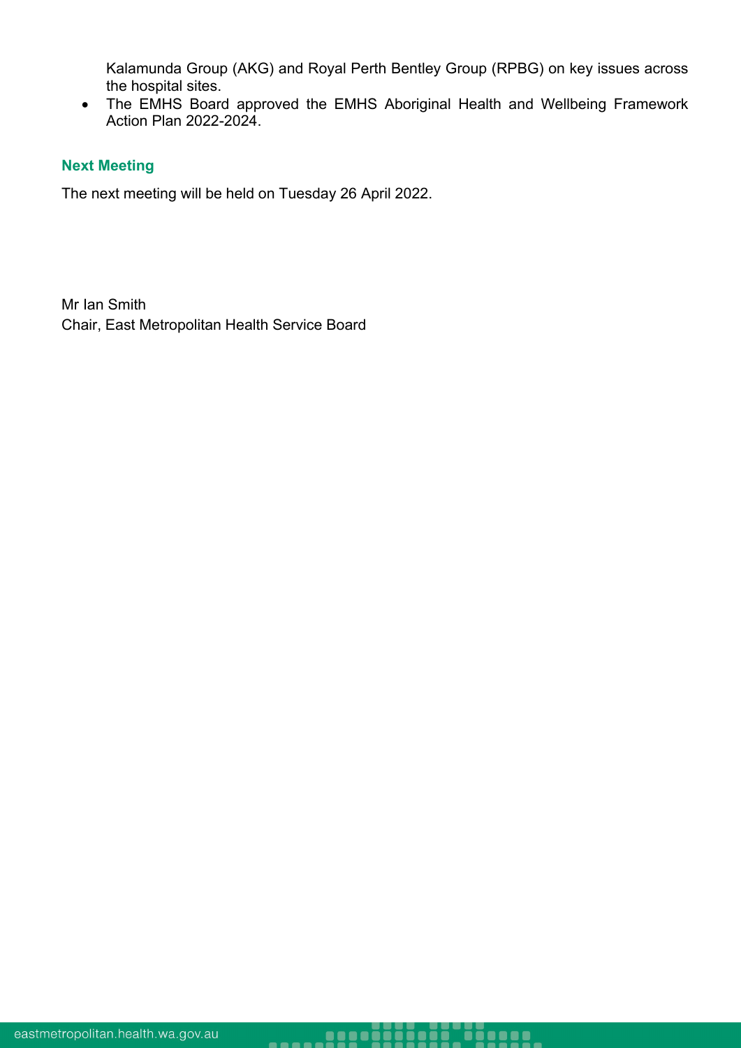Kalamunda Group (AKG) and Royal Perth Bentley Group (RPBG) on key issues across the hospital sites.
- The EMHS Board approved the EMHS Aboriginal Health and Wellbeing Framework Action Plan 2022-2024.

## Next Meeting

The next meeting will be held on Tuesday 26 April 2022.

Mr Ian Smith
Chair, East Metropolitan Health Service Board